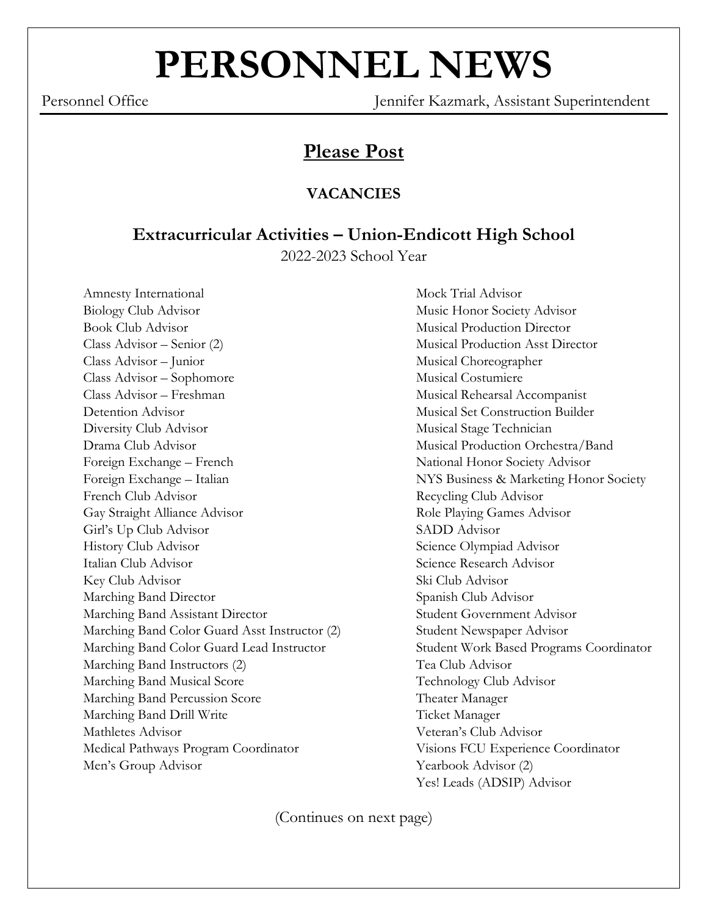# PERSONNEL NEWS

Personnel Office — Jennifer Kazmark, Assistant Superintendent

## Please Post

### VACANCIES

### Extracurricular Activities – Union-Endicott High School

2022-2023 School Year

Amnesty International
Biology Club Advisor
Book Club Advisor
Class Advisor – Senior (2)
Class Advisor – Junior
Class Advisor – Sophomore
Class Advisor – Freshman
Detention Advisor
Diversity Club Advisor
Drama Club Advisor
Foreign Exchange – French
Foreign Exchange – Italian
French Club Advisor
Gay Straight Alliance Advisor
Girl's Up Club Advisor
History Club Advisor
Italian Club Advisor
Key Club Advisor
Marching Band Director
Marching Band Assistant Director
Marching Band Color Guard Asst Instructor (2)
Marching Band Color Guard Lead Instructor
Marching Band Instructors (2)
Marching Band Musical Score
Marching Band Percussion Score
Marching Band Drill Write
Mathletes Advisor
Medical Pathways Program Coordinator
Men's Group Advisor
Mock Trial Advisor
Music Honor Society Advisor
Musical Production Director
Musical Production Asst Director
Musical Choreographer
Musical Costumiere
Musical Rehearsal Accompanist
Musical Set Construction Builder
Musical Stage Technician
Musical Production Orchestra/Band
National Honor Society Advisor
NYS Business & Marketing Honor Society
Recycling Club Advisor
Role Playing Games Advisor
SADD Advisor
Science Olympiad Advisor
Science Research Advisor
Ski Club Advisor
Spanish Club Advisor
Student Government Advisor
Student Newspaper Advisor
Student Work Based Programs Coordinator
Tea Club Advisor
Technology Club Advisor
Theater Manager
Ticket Manager
Veteran's Club Advisor
Visions FCU Experience Coordinator
Yearbook Advisor (2)
Yes! Leads (ADSIP) Advisor

(Continues on next page)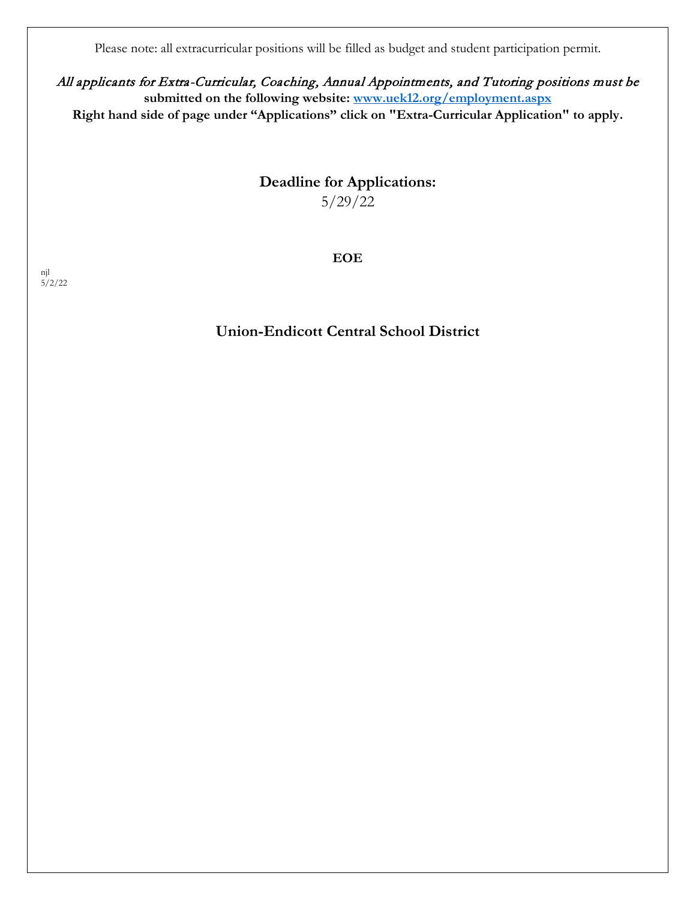Please note: all extracurricular positions will be filled as budget and student participation permit.

*All applicants for Extra-Curricular, Coaching, Annual Appointments, and Tutoring positions must be* **submitted on the following website: [www.uek12.org/employment.aspx](www.uek12.org/employment.aspx)**
**Right hand side of page under "Applications" click on "Extra-Curricular Application" to apply.**

**Deadline for Applications:**
5/29/22

**EOE**

njl
5/2/22

**Union-Endicott Central School District**